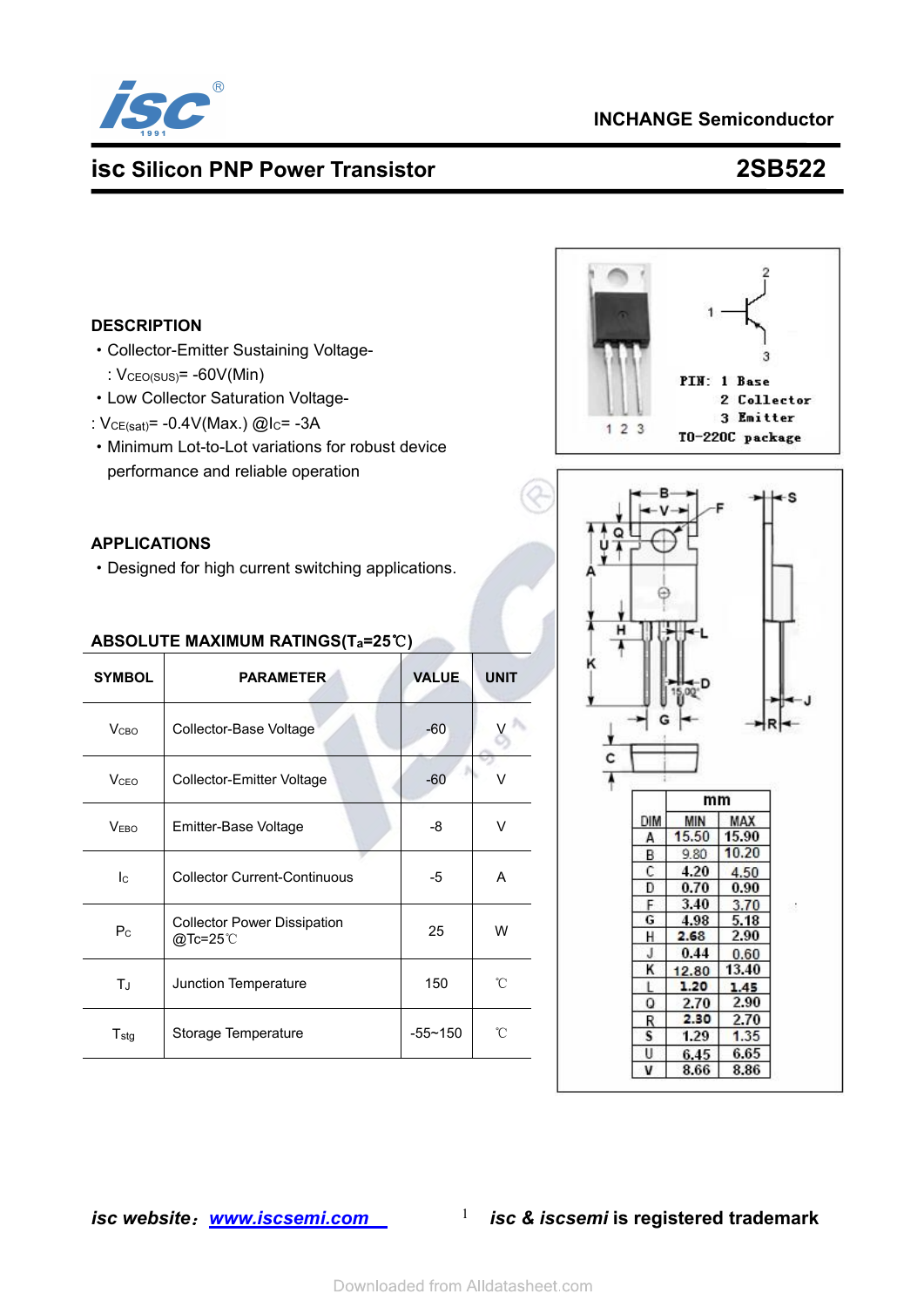**INCHANGE Semiconductor**

## isc Silicon PNP Power Transistor — 2SB522

### DESCRIPTION

- Collector-Emitter Sustaining Voltage-
  : $V_{CEO(SUS)}$= -60V(Min)
- Low Collector Saturation Voltage-
  : $V_{CE(sat)}$= -0.4V(Max.) @$I_C$= -3A
- Minimum Lot-to-Lot variations for robust device performance and reliable operation

### APPLICATIONS

- Designed for high current switching applications.

PIN: 1 Base
2 Collector
3 Emitter
TO-220C package

### ABSOLUTE MAXIMUM RATINGS($T_a$=25℃)

| SYMBOL | PARAMETER | VALUE | UNIT |
|---|---|---|---|
| $V_{CBO}$ | Collector-Base Voltage | -60 | V |
| $V_{CEO}$ | Collector-Emitter Voltage | -60 | V |
| $V_{EBO}$ | Emitter-Base Voltage | -8 | V |
| $I_C$ | Collector Current-Continuous | -5 | A |
| $P_C$ | Collector Power Dissipation @Tc=25℃ | 25 | W |
| $T_J$ | Junction Temperature | 150 | ℃ |
| $T_{stg}$ | Storage Temperature | -55~150 | ℃ |

| DIM | mm MIN | mm MAX |
|---|---|---|
| A | 15.50 | 15.90 |
| B | 9.80 | 10.20 |
| C | 4.20 | 4.50 |
| D | 0.70 | 0.90 |
| F | 3.40 | 3.70 |
| G | 4.98 | 5.18 |
| H | 2.68 | 2.90 |
| J | 0.44 | 0.60 |
| K | 12.80 | 13.40 |
| L | 1.20 | 1.45 |
| Q | 2.70 | 2.90 |
| R | 2.30 | 2.70 |
| S | 1.29 | 1.35 |
| U | 6.45 | 6.65 |
| V | 8.66 | 8.86 |

*isc website*: www.iscsemi.com    *isc & iscsemi* **is registered trademark**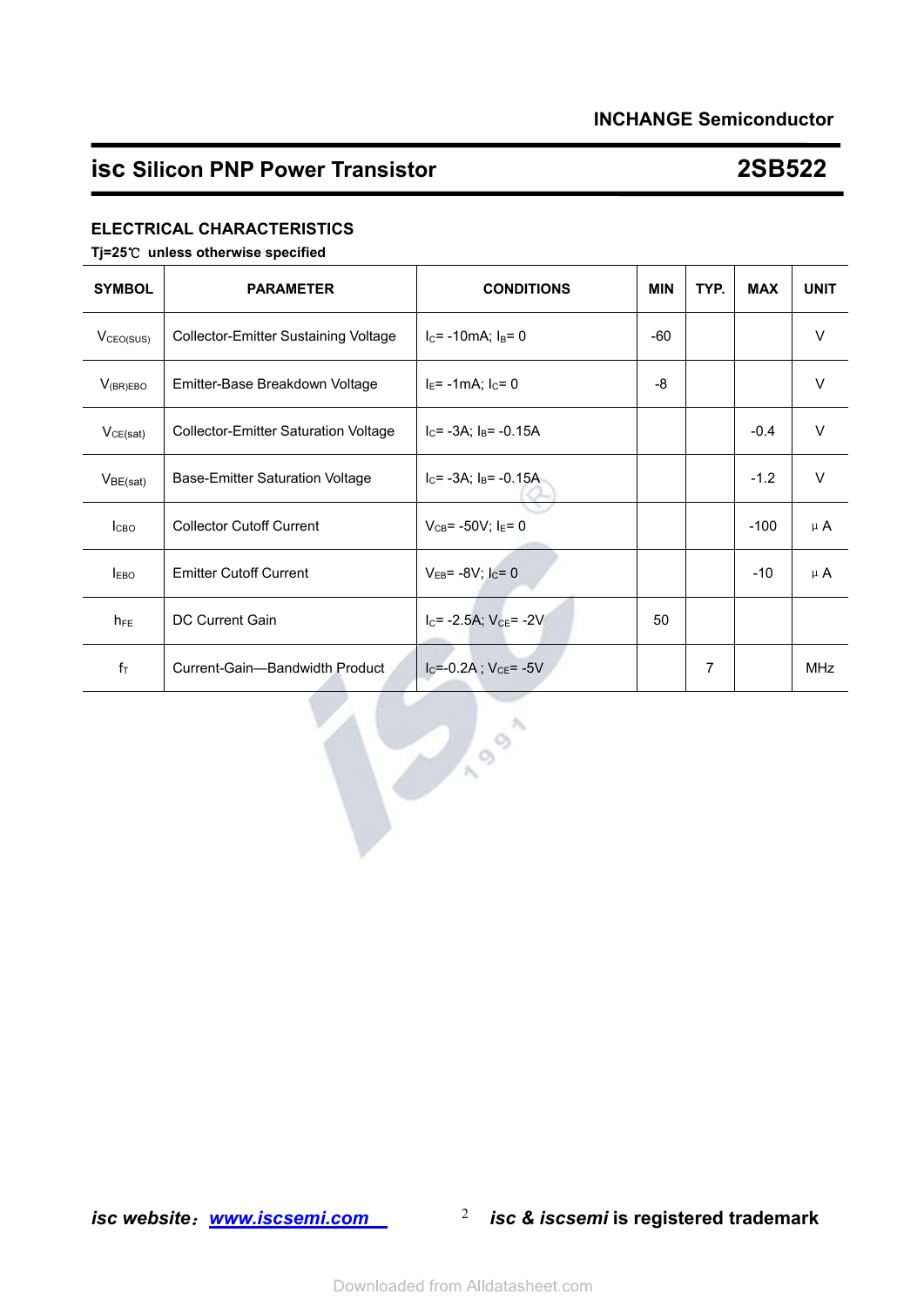INCHANGE Semiconductor

## isc Silicon PNP Power Transistor — 2SB522

### ELECTRICAL CHARACTERISTICS

**Tj=25℃ unless otherwise specified**

| SYMBOL | PARAMETER | CONDITIONS | MIN | TYP. | MAX | UNIT |
|---|---|---|---|---|---|---|
| $V_{CEO(SUS)}$ | Collector-Emitter Sustaining Voltage | $I_C$= -10mA; $I_B$= 0 | -60 | | | V |
| $V_{(BR)EBO}$ | Emitter-Base Breakdown Voltage | $I_E$= -1mA; $I_C$= 0 | -8 | | | V |
| $V_{CE(sat)}$ | Collector-Emitter Saturation Voltage | $I_C$= -3A; $I_B$= -0.15A | | | -0.4 | V |
| $V_{BE(sat)}$ | Base-Emitter Saturation Voltage | $I_C$= -3A; $I_B$= -0.15A | | | -1.2 | V |
| $I_{CBO}$ | Collector Cutoff Current | $V_{CB}$= -50V; $I_E$= 0 | | | -100 | μA |
| $I_{EBO}$ | Emitter Cutoff Current | $V_{EB}$= -8V; $I_C$= 0 | | | -10 | μA |
| $h_{FE}$ | DC Current Gain | $I_C$= -2.5A; $V_{CE}$= -2V | 50 | | | |
| $f_T$ | Current-Gain—Bandwidth Product | $I_C$=-0.2A ; $V_{CE}$= -5V | | 7 | | MHz |

*isc website*：[www.iscsemi.com](http://www.iscsemi.com) ***isc & iscsemi*** **is registered trademark**